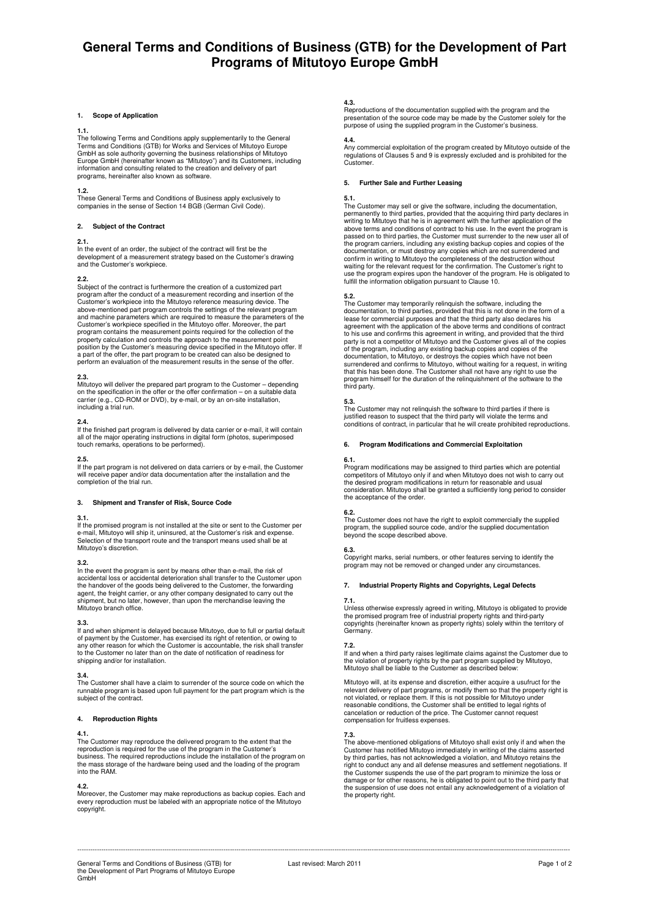# General Terms and Conditions of Business (GTB) for the Development of Part Programs of Mitutoyo Europe GmbH

## 1. Scope of Application

**1.1.**
The following Terms and Conditions apply supplementarily to the General Terms and Conditions (GTB) for Works and Services of Mitutoyo Europe GmbH as sole authority governing the business relationships of Mitutoyo Europe GmbH (hereinafter known as "Mitutoyo") and its Customers, including information and consulting related to the creation and delivery of part programs, hereinafter also known as software.

**1.2.**
These General Terms and Conditions of Business apply exclusively to companies in the sense of Section 14 BGB (German Civil Code).

## 2. Subject of the Contract

**2.1.**
In the event of an order, the subject of the contract will first be the development of a measurement strategy based on the Customer's drawing and the Customer's workpiece.

**2.2.**
Subject of the contract is furthermore the creation of a customized part program after the conduct of a measurement recording and insertion of the Customer's workpiece into the Mitutoyo reference measuring device. The above-mentioned part program controls the settings of the relevant program and machine parameters which are required to measure the parameters of the Customer's workpiece specified in the Mitutoyo offer. Moreover, the part program contains the measurement points required for the collection of the property calculation and controls the approach to the measurement point position by the Customer's measuring device specified in the Mitutoyo offer. If a part of the offer, the part program to be created can also be designed to perform an evaluation of the measurement results in the sense of the offer.

**2.3.**
Mitutoyo will deliver the prepared part program to the Customer – depending on the specification in the offer or the offer confirmation – on a suitable data carrier (e.g., CD-ROM or DVD), by e-mail, or by an on-site installation, including a trial run.

**2.4.**
If the finished part program is delivered by data carrier or e-mail, it will contain all of the major operating instructions in digital form (photos, superimposed touch remarks, operations to be performed).

**2.5.**
If the part program is not delivered on data carriers or by e-mail, the Customer will receive paper and/or data documentation after the installation and the completion of the trial run.

## 3. Shipment and Transfer of Risk, Source Code

**3.1.**
If the promised program is not installed at the site or sent to the Customer per e-mail, Mitutoyo will ship it, uninsured, at the Customer's risk and expense. Selection of the transport route and the transport means used shall be at Mitutoyo's discretion.

**3.2.**
In the event the program is sent by means other than e-mail, the risk of accidental loss or accidental deterioration shall transfer to the Customer upon the handover of the goods being delivered to the Customer, the forwarding agent, the freight carrier, or any other company designated to carry out the shipment, but no later, however, than upon the merchandise leaving the Mitutoyo branch office.

**3.3.**
If and when shipment is delayed because Mitutoyo, due to full or partial default of payment by the Customer, has exercised its right of retention, or owing to any other reason for which the Customer is accountable, the risk shall transfer to the Customer no later than on the date of notification of readiness for shipping and/or for installation.

**3.4.**
The Customer shall have a claim to surrender of the source code on which the runnable program is based upon full payment for the part program which is the subject of the contract.

## 4. Reproduction Rights

**4.1.**
The Customer may reproduce the delivered program to the extent that the reproduction is required for the use of the program in the Customer's business. The required reproductions include the installation of the program on the mass storage of the hardware being used and the loading of the program into the RAM.

**4.2.**
Moreover, the Customer may make reproductions as backup copies. Each and every reproduction must be labeled with an appropriate notice of the Mitutoyo copyright.

**4.3.**
Reproductions of the documentation supplied with the program and the presentation of the source code may be made by the Customer solely for the purpose of using the supplied program in the Customer's business.

**4.4.**
Any commercial exploitation of the program created by Mitutoyo outside of the regulations of Clauses 5 and 9 is expressly excluded and is prohibited for the Customer.

## 5. Further Sale and Further Leasing

**5.1.**
The Customer may sell or give the software, including the documentation, permanently to third parties, provided that the acquiring third party declares in writing to Mitutoyo that he is in agreement with the further application of the above terms and conditions of contract to his use. In the event the program is passed on to third parties, the Customer must surrender to the new user all of the program carriers, including any existing backup copies and copies of the documentation, or must destroy any copies which are not surrendered and confirm in writing to Mitutoyo the completeness of the destruction without waiting for the relevant request for the confirmation. The Customer's right to use the program expires upon the handover of the program. He is obligated to fulfill the information obligation pursuant to Clause 10.

**5.2.**
The Customer may temporarily relinquish the software, including the documentation, to third parties, provided that this is not done in the form of a lease for commercial purposes and that the third party also declares his agreement with the application of the above terms and conditions of contract to his use and confirms this agreement in writing, and provided that the third party is not a competitor of Mitutoyo and the Customer gives all of the copies of the program, including any existing backup copies and copies of the documentation, to Mitutoyo, or destroys the copies which have not been surrendered and confirms to Mitutoyo, without waiting for a request, in writing that this has been done. The Customer shall not have any right to use the program himself for the duration of the relinquishment of the software to the third party.

**5.3.**
The Customer may not relinquish the software to third parties if there is justified reason to suspect that the third party will violate the terms and conditions of contract, in particular that he will create prohibited reproductions.

## 6. Program Modifications and Commercial Exploitation

**6.1.**
Program modifications may be assigned to third parties which are potential competitors of Mitutoyo only if and when Mitutoyo does not wish to carry out the desired program modifications in return for reasonable and usual consideration. Mitutoyo shall be granted a sufficiently long period to consider the acceptance of the order.

**6.2.**
The Customer does not have the right to exploit commercially the supplied program, the supplied source code, and/or the supplied documentation beyond the scope described above.

**6.3.**
Copyright marks, serial numbers, or other features serving to identify the program may not be removed or changed under any circumstances.

## 7. Industrial Property Rights and Copyrights, Legal Defects

**7.1.**
Unless otherwise expressly agreed in writing, Mitutoyo is obligated to provide the promised program free of industrial property rights and third-party copyrights (hereinafter known as property rights) solely within the territory of Germany.

**7.2.**
If and when a third party raises legitimate claims against the Customer due to the violation of property rights by the part program supplied by Mitutoyo, Mitutoyo shall be liable to the Customer as described below:

Mitutoyo will, at its expense and discretion, either acquire a usufruct for the relevant delivery of part programs, or modify them so that the property right is not violated, or replace them. If this is not possible for Mitutoyo under reasonable conditions, the Customer shall be entitled to legal rights of cancelation or reduction of the price. The Customer cannot request compensation for fruitless expenses.

**7.3.**
The above-mentioned obligations of Mitutoyo shall exist only if and when the Customer has notified Mitutoyo immediately in writing of the claims asserted by third parties, has not acknowledged a violation, and Mitutoyo retains the right to conduct any and all defense measures and settlement negotiations. If the Customer suspends the use of the part program to minimize the loss or damage or for other reasons, he is obligated to point out to the third party that the suspension of use does not entail any acknowledgement of a violation of the property right.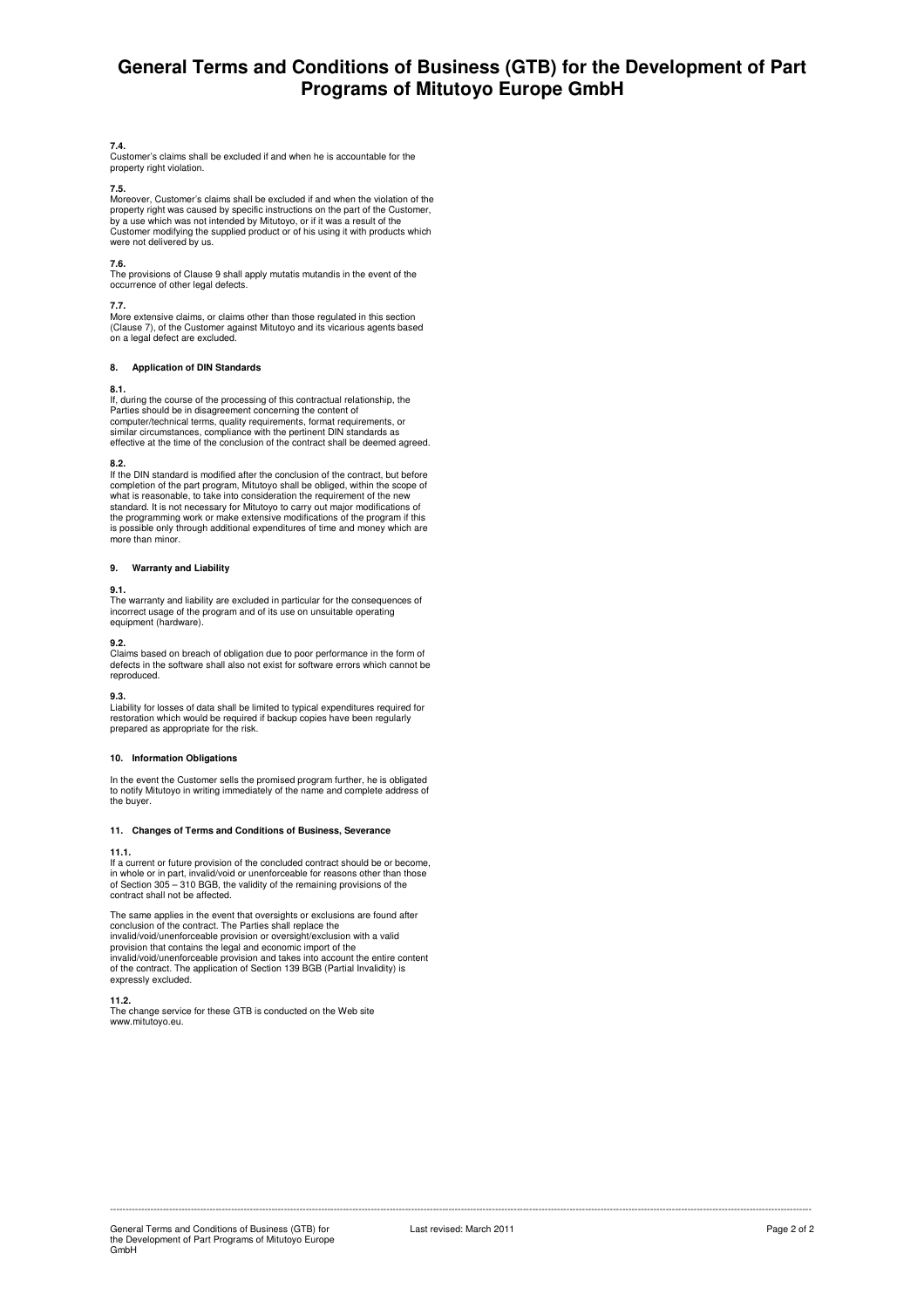# General Terms and Conditions of Business (GTB) for the Development of Part Programs of Mitutoyo Europe GmbH

**7.4.**
Customer's claims shall be excluded if and when he is accountable for the property right violation.

**7.5.**
Moreover, Customer's claims shall be excluded if and when the violation of the property right was caused by specific instructions on the part of the Customer, by a use which was not intended by Mitutoyo, or if it was a result of the Customer modifying the supplied product or of his using it with products which were not delivered by us.

**7.6.**
The provisions of Clause 9 shall apply mutatis mutandis in the event of the occurrence of other legal defects.

**7.7.**
More extensive claims, or claims other than those regulated in this section (Clause 7), of the Customer against Mitutoyo and its vicarious agents based on a legal defect are excluded.

## 8. Application of DIN Standards

**8.1.**
If, during the course of the processing of this contractual relationship, the Parties should be in disagreement concerning the content of computer/technical terms, quality requirements, format requirements, or similar circumstances, compliance with the pertinent DIN standards as effective at the time of the conclusion of the contract shall be deemed agreed.

**8.2.**
If the DIN standard is modified after the conclusion of the contract, but before completion of the part program, Mitutoyo shall be obliged, within the scope of what is reasonable, to take into consideration the requirement of the new standard. It is not necessary for Mitutoyo to carry out major modifications of the programming work or make extensive modifications of the program if this is possible only through additional expenditures of time and money which are more than minor.

## 9. Warranty and Liability

**9.1.**
The warranty and liability are excluded in particular for the consequences of incorrect usage of the program and of its use on unsuitable operating equipment (hardware).

**9.2.**
Claims based on breach of obligation due to poor performance in the form of defects in the software shall also not exist for software errors which cannot be reproduced.

**9.3.**
Liability for losses of data shall be limited to typical expenditures required for restoration which would be required if backup copies have been regularly prepared as appropriate for the risk.

## 10. Information Obligations

In the event the Customer sells the promised program further, he is obligated to notify Mitutoyo in writing immediately of the name and complete address of the buyer.

## 11. Changes of Terms and Conditions of Business, Severance

**11.1.**
If a current or future provision of the concluded contract should be or become, in whole or in part, invalid/void or unenforceable for reasons other than those of Section 305 – 310 BGB, the validity of the remaining provisions of the contract shall not be affected.

The same applies in the event that oversights or exclusions are found after conclusion of the contract. The Parties shall replace the invalid/void/unenforceable provision or oversight/exclusion with a valid provision that contains the legal and economic import of the invalid/void/unenforceable provision and takes into account the entire content of the contract. The application of Section 139 BGB (Partial Invalidity) is expressly excluded.

**11.2.**
The change service for these GTB is conducted on the Web site www.mitutoyo.eu.